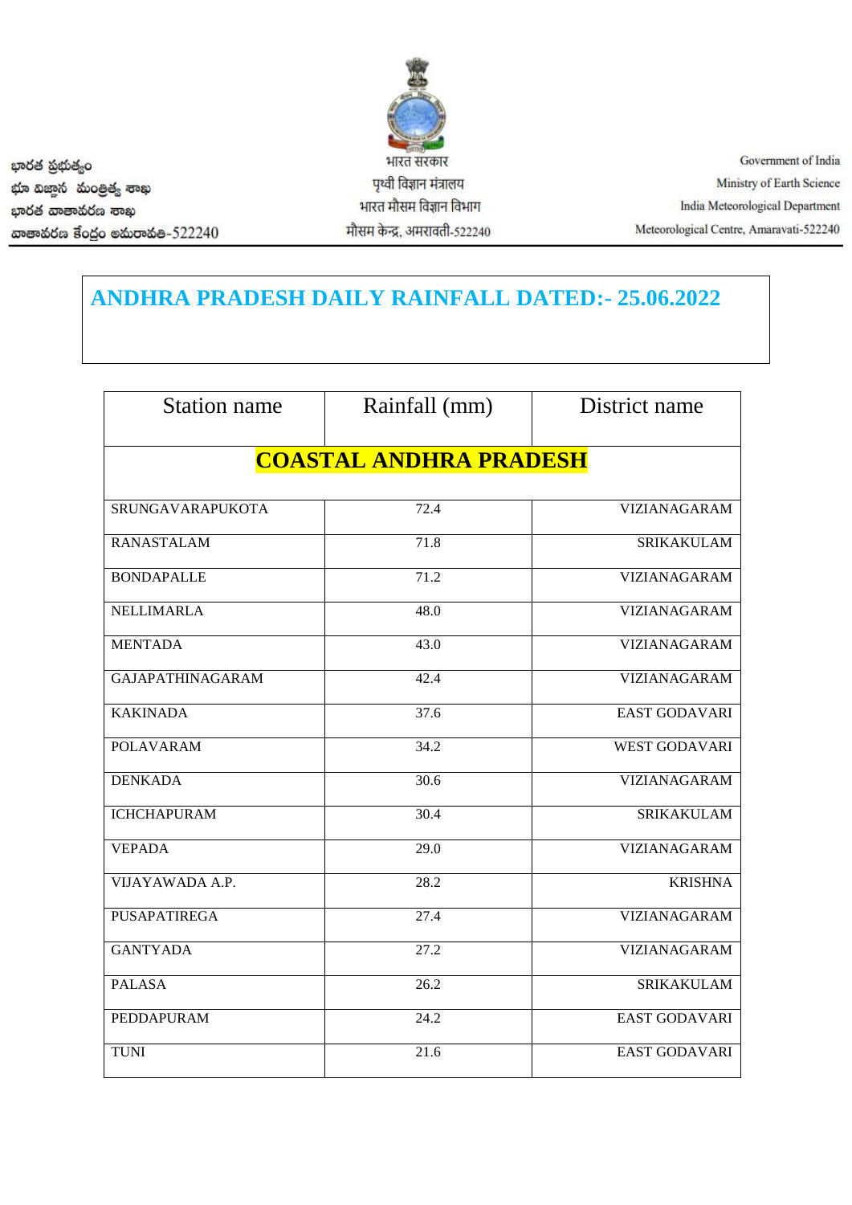భారత ప్రభుత్వం
భూ విజ్ఞాన మంత్రిత్వ శాఖ
భారత వాతావరణ శాఖ
వాతావరణ కేంద్రం అమరావతి-522240

भारत सरकार
पृथ्वी विज्ञान मंत्रालय
भारत मौसम विज्ञान विभाग
मौसम केन्द्र, अमरावती-522240

Government of India
Ministry of Earth Science
India Meteorological Department
Meteorological Centre, Amaravati-522240

# ANDHRA PRADESH DAILY RAINFALL DATED:- 25.06.2022

| Station name | Rainfall (mm) | District name |
|---|---|---|
| **COASTAL ANDHRA PRADESH** | | |
| SRUNGAVARAPUKOTA | 72.4 | VIZIANAGARAM |
| RANASTALAM | 71.8 | SRIKAKULAM |
| BONDAPALLE | 71.2 | VIZIANAGARAM |
| NELLIMARLA | 48.0 | VIZIANAGARAM |
| MENTADA | 43.0 | VIZIANAGARAM |
| GAJAPATHINAGARAM | 42.4 | VIZIANAGARAM |
| KAKINADA | 37.6 | EAST GODAVARI |
| POLAVARAM | 34.2 | WEST GODAVARI |
| DENKADA | 30.6 | VIZIANAGARAM |
| ICHCHAPURAM | 30.4 | SRIKAKULAM |
| VEPADA | 29.0 | VIZIANAGARAM |
| VIJAYAWADA A.P. | 28.2 | KRISHNA |
| PUSAPATIREGA | 27.4 | VIZIANAGARAM |
| GANTYADA | 27.2 | VIZIANAGARAM |
| PALASA | 26.2 | SRIKAKULAM |
| PEDDAPURAM | 24.2 | EAST GODAVARI |
| TUNI | 21.6 | EAST GODAVARI |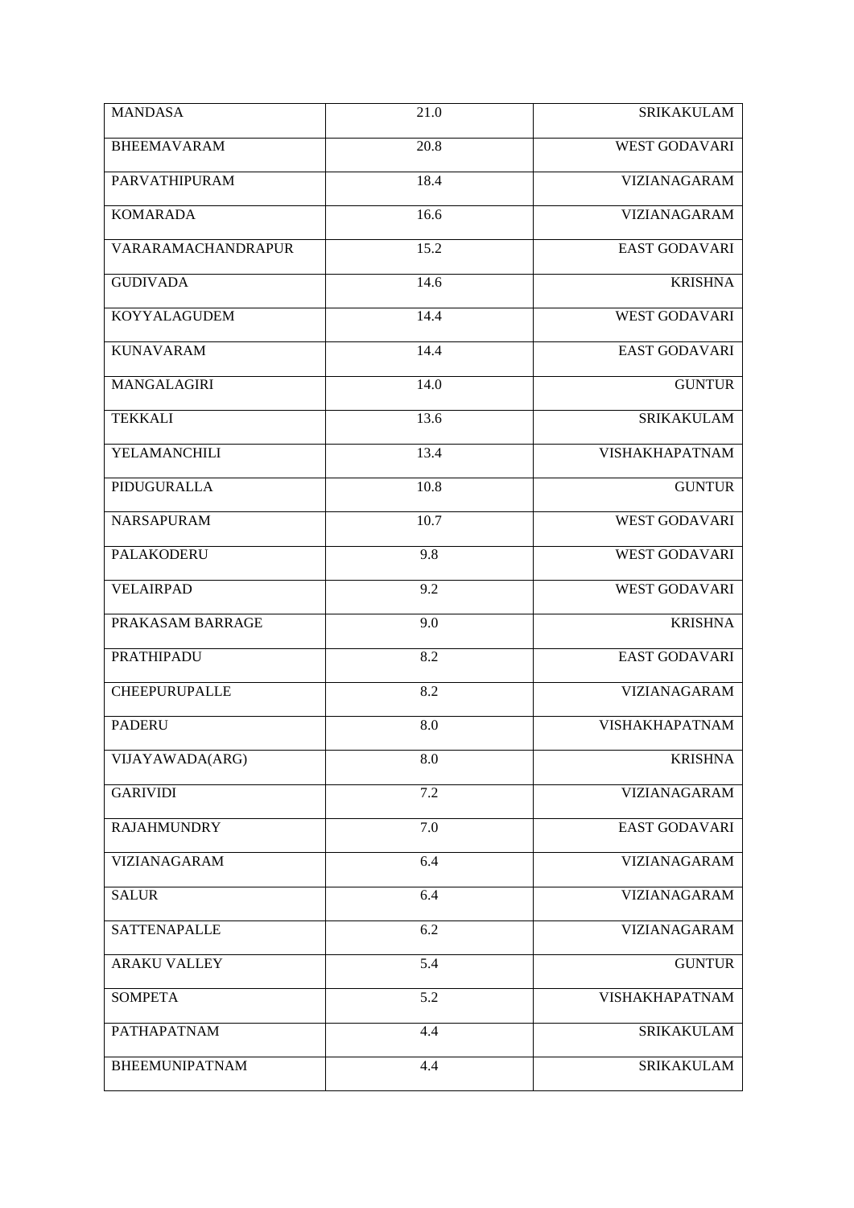| | | |
|---|---|---|
| MANDASA | 21.0 | SRIKAKULAM |
| BHEEMAVARAM | 20.8 | WEST GODAVARI |
| PARVATHIPURAM | 18.4 | VIZIANAGARAM |
| KOMARADA | 16.6 | VIZIANAGARAM |
| VARARAMACHANDRAPUR | 15.2 | EAST GODAVARI |
| GUDIVADA | 14.6 | KRISHNA |
| KOYYALAGUDEM | 14.4 | WEST GODAVARI |
| KUNAVARAM | 14.4 | EAST GODAVARI |
| MANGALAGIRI | 14.0 | GUNTUR |
| TEKKALI | 13.6 | SRIKAKULAM |
| YELAMANCHILI | 13.4 | VISHAKHAPATNAM |
| PIDUGURALLA | 10.8 | GUNTUR |
| NARSAPURAM | 10.7 | WEST GODAVARI |
| PALAKODERU | 9.8 | WEST GODAVARI |
| VELAIRPAD | 9.2 | WEST GODAVARI |
| PRAKASAM BARRAGE | 9.0 | KRISHNA |
| PRATHIPADU | 8.2 | EAST GODAVARI |
| CHEEPURUPALLE | 8.2 | VIZIANAGARAM |
| PADERU | 8.0 | VISHAKHAPATNAM |
| VIJAYAWADA(ARG) | 8.0 | KRISHNA |
| GARIVIDI | 7.2 | VIZIANAGARAM |
| RAJAHMUNDRY | 7.0 | EAST GODAVARI |
| VIZIANAGARAM | 6.4 | VIZIANAGARAM |
| SALUR | 6.4 | VIZIANAGARAM |
| SATTENAPALLE | 6.2 | VIZIANAGARAM |
| ARAKU VALLEY | 5.4 | GUNTUR |
| SOMPETA | 5.2 | VISHAKHAPATNAM |
| PATHAPATNAM | 4.4 | SRIKAKULAM |
| BHEEMUNIPATNAM | 4.4 | SRIKAKULAM |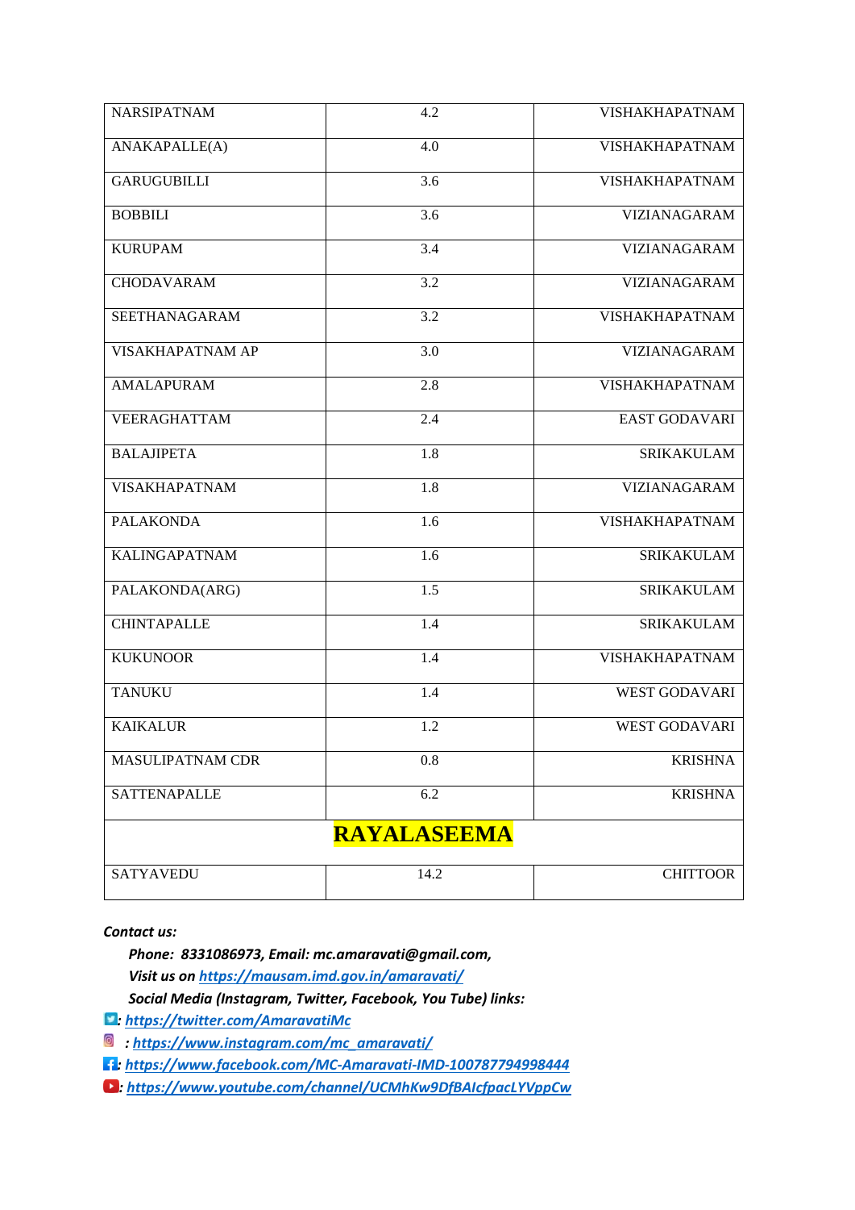| | | |
|---|---|---|
| NARSIPATNAM | 4.2 | VISHAKHAPATNAM |
| ANAKAPALLE(A) | 4.0 | VISHAKHAPATNAM |
| GARUGUBILLI | 3.6 | VISHAKHAPATNAM |
| BOBBILI | 3.6 | VIZIANAGARAM |
| KURUPAM | 3.4 | VIZIANAGARAM |
| CHODAVARAM | 3.2 | VIZIANAGARAM |
| SEETHANAGARAM | 3.2 | VISHAKHAPATNAM |
| VISAKHAPATNAM AP | 3.0 | VIZIANAGARAM |
| AMALAPURAM | 2.8 | VISHAKHAPATNAM |
| VEERAGHATTAM | 2.4 | EAST GODAVARI |
| BALAJIPETA | 1.8 | SRIKAKULAM |
| VISAKHAPATNAM | 1.8 | VIZIANAGARAM |
| PALAKONDA | 1.6 | VISHAKHAPATNAM |
| KALINGAPATNAM | 1.6 | SRIKAKULAM |
| PALAKONDA(ARG) | 1.5 | SRIKAKULAM |
| CHINTAPALLE | 1.4 | SRIKAKULAM |
| KUKUNOOR | 1.4 | VISHAKHAPATNAM |
| TANUKU | 1.4 | WEST GODAVARI |
| KAIKALUR | 1.2 | WEST GODAVARI |
| MASULIPATNAM CDR | 0.8 | KRISHNA |
| SATTENAPALLE | 6.2 | KRISHNA |
| **RAYALASEEMA** | | |
| SATYAVEDU | 14.2 | CHITTOOR |

***Contact us:***

***Phone: 8331086973, Email: mc.amaravati@gmail.com,***

***Visit us on https://mausam.imd.gov.in/amaravati/***

***Social Media (Instagram, Twitter, Facebook, You Tube) links:***

***: https://twitter.com/AmaravatiMc***

***: https://www.instagram.com/mc_amaravati/***

***: https://www.facebook.com/MC-Amaravati-IMD-100787794998444***

***: https://www.youtube.com/channel/UCMhKw9DfBAIcfpacLYVppCw***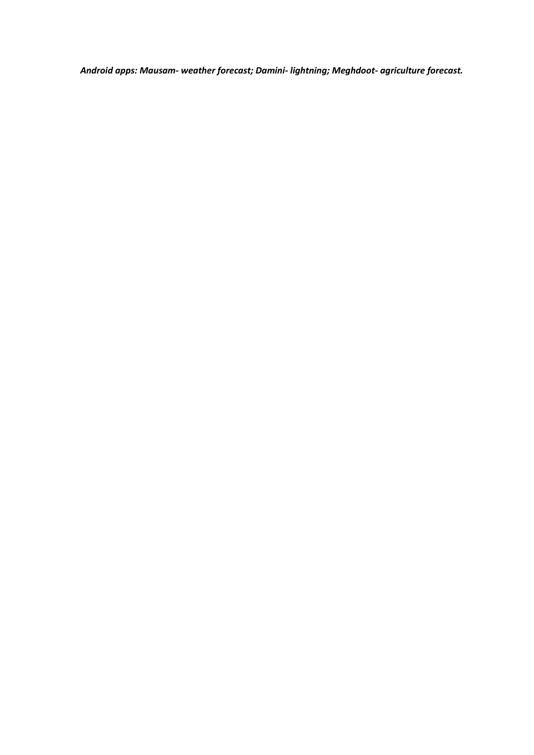***Android apps: Mausam- weather forecast; Damini- lightning; Meghdoot- agriculture forecast.***